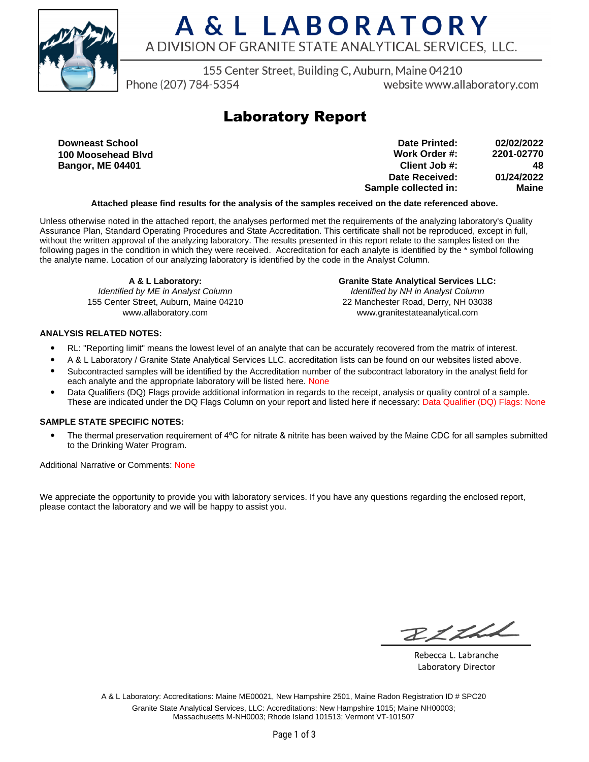# A & L LABORATORY

A DIVISION OF GRANITE STATE ANALYTICAL SERVICES, LLC.

155 Center Street, Building C, Auburn, Maine 04210
Phone (207) 784-5354 website www.allaboratory.com

## Laboratory Report

**Downeast School**
**100 Moosehead Blvd**
**Bangor, ME 04401**

| | |
|---|---|
| **Date Printed:** | **02/02/2022** |
| **Work Order #:** | **2201-02770** |
| **Client Job #:** | **48** |
| **Date Received:** | **01/24/2022** |
| **Sample collected in:** | **Maine** |

**Attached please find results for the analysis of the samples received on the date referenced above.**

Unless otherwise noted in the attached report, the analyses performed met the requirements of the analyzing laboratory's Quality Assurance Plan, Standard Operating Procedures and State Accreditation. This certificate shall not be reproduced, except in full, without the written approval of the analyzing laboratory. The results presented in this report relate to the samples listed on the following pages in the condition in which they were received. Accreditation for each analyte is identified by the * symbol following the analyte name. Location of our analyzing laboratory is identified by the code in the Analyst Column.

**A & L Laboratory:**
*Identified by ME in Analyst Column*
155 Center Street, Auburn, Maine 04210
www.allaboratory.com

**Granite State Analytical Services LLC:**
*Identified by NH in Analyst Column*
22 Manchester Road, Derry, NH 03038
www.granitestateanalytical.com

**ANALYSIS RELATED NOTES:**

- RL: "Reporting limit" means the lowest level of an analyte that can be accurately recovered from the matrix of interest.
- A & L Laboratory / Granite State Analytical Services LLC. accreditation lists can be found on our websites listed above.
- Subcontracted samples will be identified by the Accreditation number of the subcontract laboratory in the analyst field for each analyte and the appropriate laboratory will be listed here. None
- Data Qualifiers (DQ) Flags provide additional information in regards to the receipt, analysis or quality control of a sample. These are indicated under the DQ Flags Column on your report and listed here if necessary: Data Qualifier (DQ) Flags: None

**SAMPLE STATE SPECIFIC NOTES:**

- The thermal preservation requirement of 4ºC for nitrate & nitrite has been waived by the Maine CDC for all samples submitted to the Drinking Water Program.

Additional Narrative or Comments: None

We appreciate the opportunity to provide you with laboratory services. If you have any questions regarding the enclosed report, please contact the laboratory and we will be happy to assist you.

Rebecca L. Labranche
Laboratory Director

A & L Laboratory: Accreditations: Maine ME00021, New Hampshire 2501, Maine Radon Registration ID # SPC20
Granite State Analytical Services, LLC: Accreditations: New Hampshire 1015; Maine NH00003; Massachusetts M-NH0003; Rhode Island 101513; Vermont VT-101507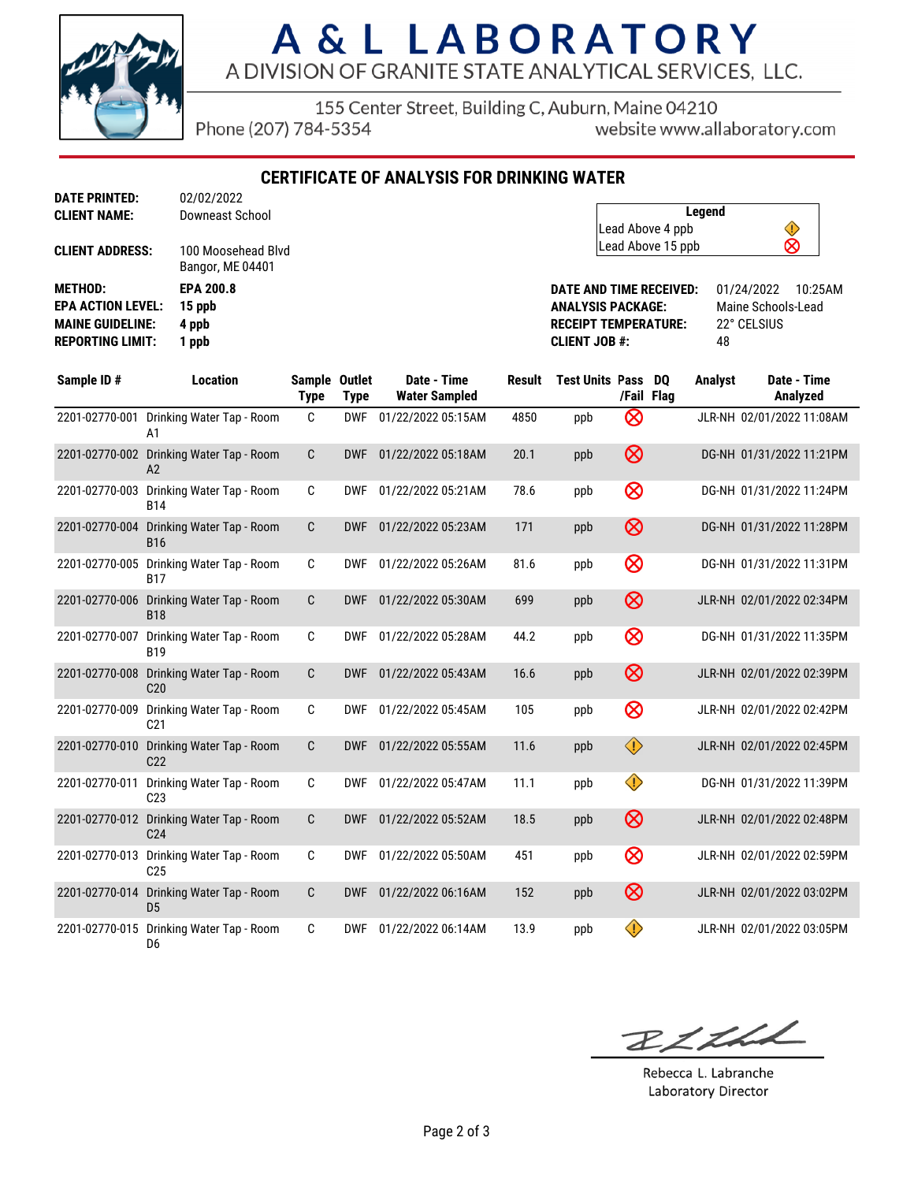# A & L LABORATORY

A DIVISION OF GRANITE STATE ANALYTICAL SERVICES, LLC.

155 Center Street, Building C, Auburn, Maine 04210
Phone (207) 784-5354 website www.allaboratory.com

## CERTIFICATE OF ANALYSIS FOR DRINKING WATER

**DATE PRINTED:** 02/02/2022
**CLIENT NAME:** Downeast School
**CLIENT ADDRESS:** 100 Moosehead Blvd, Bangor, ME 04401

| Legend | |
|---|---|
| Lead Above 4 ppb | ⚠ |
| Lead Above 15 ppb | ⊗ |

**METHOD:** EPA 200.8
**EPA ACTION LEVEL:** 15 ppb
**MAINE GUIDELINE:** 4 ppb
**REPORTING LIMIT:** 1 ppb

**DATE AND TIME RECEIVED:** 01/24/2022 10:25AM
**ANALYSIS PACKAGE:** Maine Schools-Lead
**RECEIPT TEMPERATURE:** 22° CELSIUS
**CLIENT JOB #:** 48

| Sample ID # | Location | Sample Type | Outlet Type | Date - Time Water Sampled | Result | Test Units | Pass /Fail | DQ Flag | Analyst | Date - Time Analyzed |
|---|---|---|---|---|---|---|---|---|---|---|
| 2201-02770-001 | Drinking Water Tap - Room A1 | C | DWF | 01/22/2022 05:15AM | 4850 | ppb | ⊗ | | JLR-NH | 02/01/2022 11:08AM |
| 2201-02770-002 | Drinking Water Tap - Room A2 | C | DWF | 01/22/2022 05:18AM | 20.1 | ppb | ⊗ | | DG-NH | 01/31/2022 11:21PM |
| 2201-02770-003 | Drinking Water Tap - Room B14 | C | DWF | 01/22/2022 05:21AM | 78.6 | ppb | ⊗ | | DG-NH | 01/31/2022 11:24PM |
| 2201-02770-004 | Drinking Water Tap - Room B16 | C | DWF | 01/22/2022 05:23AM | 171 | ppb | ⊗ | | DG-NH | 01/31/2022 11:28PM |
| 2201-02770-005 | Drinking Water Tap - Room B17 | C | DWF | 01/22/2022 05:26AM | 81.6 | ppb | ⊗ | | DG-NH | 01/31/2022 11:31PM |
| 2201-02770-006 | Drinking Water Tap - Room B18 | C | DWF | 01/22/2022 05:30AM | 699 | ppb | ⊗ | | JLR-NH | 02/01/2022 02:34PM |
| 2201-02770-007 | Drinking Water Tap - Room B19 | C | DWF | 01/22/2022 05:28AM | 44.2 | ppb | ⊗ | | DG-NH | 01/31/2022 11:35PM |
| 2201-02770-008 | Drinking Water Tap - Room C20 | C | DWF | 01/22/2022 05:43AM | 16.6 | ppb | ⊗ | | JLR-NH | 02/01/2022 02:39PM |
| 2201-02770-009 | Drinking Water Tap - Room C21 | C | DWF | 01/22/2022 05:45AM | 105 | ppb | ⊗ | | JLR-NH | 02/01/2022 02:42PM |
| 2201-02770-010 | Drinking Water Tap - Room C22 | C | DWF | 01/22/2022 05:55AM | 11.6 | ppb | ⚠ | | JLR-NH | 02/01/2022 02:45PM |
| 2201-02770-011 | Drinking Water Tap - Room C23 | C | DWF | 01/22/2022 05:47AM | 11.1 | ppb | ⚠ | | DG-NH | 01/31/2022 11:39PM |
| 2201-02770-012 | Drinking Water Tap - Room C24 | C | DWF | 01/22/2022 05:52AM | 18.5 | ppb | ⊗ | | JLR-NH | 02/01/2022 02:48PM |
| 2201-02770-013 | Drinking Water Tap - Room C25 | C | DWF | 01/22/2022 05:50AM | 451 | ppb | ⊗ | | JLR-NH | 02/01/2022 02:59PM |
| 2201-02770-014 | Drinking Water Tap - Room D5 | C | DWF | 01/22/2022 06:16AM | 152 | ppb | ⊗ | | JLR-NH | 02/01/2022 03:02PM |
| 2201-02770-015 | Drinking Water Tap - Room D6 | C | DWF | 01/22/2022 06:14AM | 13.9 | ppb | ⚠ | | JLR-NH | 02/01/2022 03:05PM |

Rebecca L. Labranche
Laboratory Director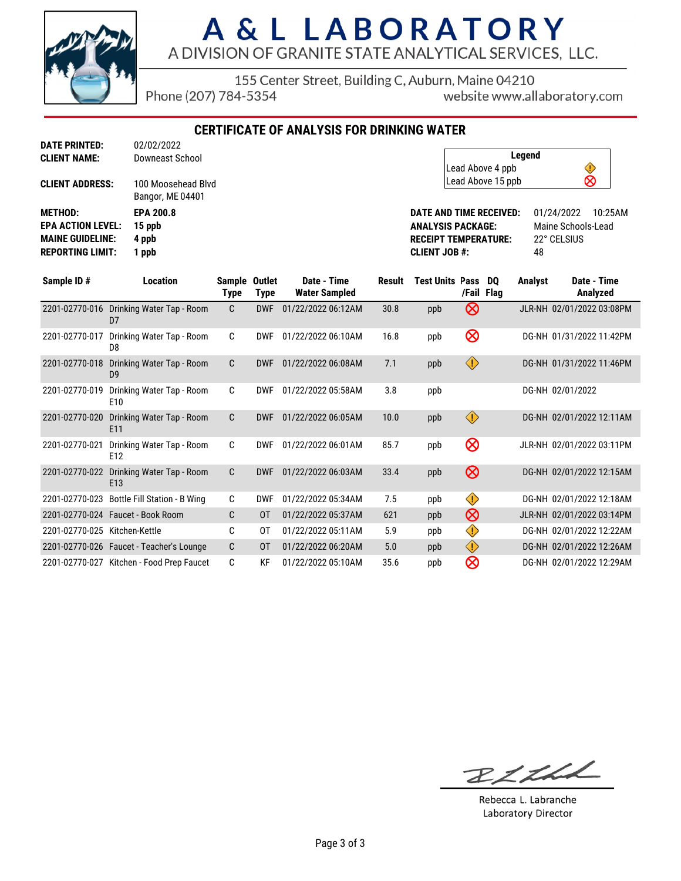# A & L LABORATORY

A DIVISION OF GRANITE STATE ANALYTICAL SERVICES, LLC.

155 Center Street, Building C, Auburn, Maine 04210

Phone (207) 784-5354 website www.allaboratory.com

## CERTIFICATE OF ANALYSIS FOR DRINKING WATER

**DATE PRINTED:** 02/02/2022
**CLIENT NAME:** Downeast School

**CLIENT ADDRESS:** 100 Moosehead Blvd
Bangor, ME 04401

**METHOD:** **EPA 200.8**
**EPA ACTION LEVEL:** **15 ppb**
**MAINE GUIDELINE:** **4 ppb**
**REPORTING LIMIT:** **1 ppb**

| Legend | |
|---|---|
| Lead Above 4 ppb | ⚠ |
| Lead Above 15 ppb | ⊗ |

**DATE AND TIME RECEIVED:** 01/24/2022 10:25AM
**ANALYSIS PACKAGE:** Maine Schools-Lead
**RECEIPT TEMPERATURE:** 22° CELSIUS
**CLIENT JOB #:** 48

| Sample ID # | Location | Sample Type | Outlet Type | Date - Time Water Sampled | Result | Test Units | Pass /Fail | DQ Flag | Analyst | Date - Time Analyzed |
|---|---|---|---|---|---|---|---|---|---|---|
| 2201-02770-016 | Drinking Water Tap - Room D7 | C | DWF | 01/22/2022 06:12AM | 30.8 | ppb | ⊗ | | JLR-NH | 02/01/2022 03:08PM |
| 2201-02770-017 | Drinking Water Tap - Room D8 | C | DWF | 01/22/2022 06:10AM | 16.8 | ppb | ⊗ | | DG-NH | 01/31/2022 11:42PM |
| 2201-02770-018 | Drinking Water Tap - Room D9 | C | DWF | 01/22/2022 06:08AM | 7.1 | ppb | ⚠ | | DG-NH | 01/31/2022 11:46PM |
| 2201-02770-019 | Drinking Water Tap - Room E10 | C | DWF | 01/22/2022 05:58AM | 3.8 | ppb | | | DG-NH | 02/01/2022 |
| 2201-02770-020 | Drinking Water Tap - Room E11 | C | DWF | 01/22/2022 06:05AM | 10.0 | ppb | ⚠ | | DG-NH | 02/01/2022 12:11AM |
| 2201-02770-021 | Drinking Water Tap - Room E12 | C | DWF | 01/22/2022 06:01AM | 85.7 | ppb | ⊗ | | JLR-NH | 02/01/2022 03:11PM |
| 2201-02770-022 | Drinking Water Tap - Room E13 | C | DWF | 01/22/2022 06:03AM | 33.4 | ppb | ⊗ | | DG-NH | 02/01/2022 12:15AM |
| 2201-02770-023 | Bottle Fill Station - B Wing | C | DWF | 01/22/2022 05:34AM | 7.5 | ppb | ⚠ | | DG-NH | 02/01/2022 12:18AM |
| 2201-02770-024 | Faucet - Book Room | C | OT | 01/22/2022 05:37AM | 621 | ppb | ⊗ | | JLR-NH | 02/01/2022 03:14PM |
| 2201-02770-025 | Kitchen-Kettle | C | OT | 01/22/2022 05:11AM | 5.9 | ppb | ⚠ | | DG-NH | 02/01/2022 12:22AM |
| 2201-02770-026 | Faucet - Teacher's Lounge | C | OT | 01/22/2022 06:20AM | 5.0 | ppb | ⚠ | | DG-NH | 02/01/2022 12:26AM |
| 2201-02770-027 | Kitchen - Food Prep Faucet | C | KF | 01/22/2022 05:10AM | 35.6 | ppb | ⊗ | | DG-NH | 02/01/2022 12:29AM |

Rebecca L. Labranche
Laboratory Director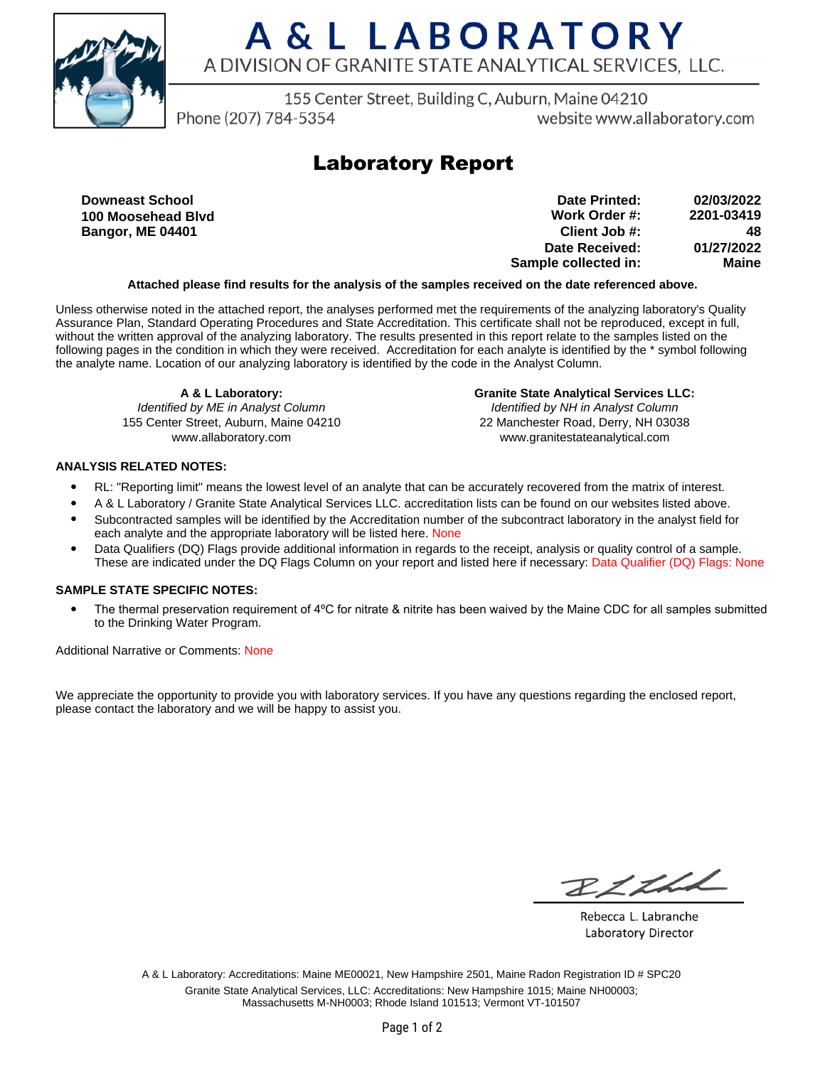# A & L LABORATORY

A DIVISION OF GRANITE STATE ANALYTICAL SERVICES, LLC.

155 Center Street, Building C, Auburn, Maine 04210
Phone (207) 784-5354 website www.allaboratory.com

## Laboratory Report

**Downeast School**
**100 Moosehead Blvd**
**Bangor, ME 04401**

| | |
|---|---|
| **Date Printed:** | **02/03/2022** |
| **Work Order #:** | **2201-03419** |
| **Client Job #:** | **48** |
| **Date Received:** | **01/27/2022** |
| **Sample collected in:** | **Maine** |

**Attached please find results for the analysis of the samples received on the date referenced above.**

Unless otherwise noted in the attached report, the analyses performed met the requirements of the analyzing laboratory's Quality Assurance Plan, Standard Operating Procedures and State Accreditation. This certificate shall not be reproduced, except in full, without the written approval of the analyzing laboratory. The results presented in this report relate to the samples listed on the following pages in the condition in which they were received. Accreditation for each analyte is identified by the * symbol following the analyte name. Location of our analyzing laboratory is identified by the code in the Analyst Column.

**A & L Laboratory:**
*Identified by ME in Analyst Column*
155 Center Street, Auburn, Maine 04210
www.allaboratory.com

**Granite State Analytical Services LLC:**
*Identified by NH in Analyst Column*
22 Manchester Road, Derry, NH 03038
www.granitestateanalytical.com

**ANALYSIS RELATED NOTES:**

- RL: "Reporting limit" means the lowest level of an analyte that can be accurately recovered from the matrix of interest.
- A & L Laboratory / Granite State Analytical Services LLC. accreditation lists can be found on our websites listed above.
- Subcontracted samples will be identified by the Accreditation number of the subcontract laboratory in the analyst field for each analyte and the appropriate laboratory will be listed here. None
- Data Qualifiers (DQ) Flags provide additional information in regards to the receipt, analysis or quality control of a sample. These are indicated under the DQ Flags Column on your report and listed here if necessary: Data Qualifier (DQ) Flags: None

**SAMPLE STATE SPECIFIC NOTES:**

- The thermal preservation requirement of 4ºC for nitrate & nitrite has been waived by the Maine CDC for all samples submitted to the Drinking Water Program.

Additional Narrative or Comments: None

We appreciate the opportunity to provide you with laboratory services. If you have any questions regarding the enclosed report, please contact the laboratory and we will be happy to assist you.

Rebecca L. Labranche
Laboratory Director

A & L Laboratory: Accreditations: Maine ME00021, New Hampshire 2501, Maine Radon Registration ID # SPC20
Granite State Analytical Services, LLC: Accreditations: New Hampshire 1015; Maine NH00003; Massachusetts M-NH0003; Rhode Island 101513; Vermont VT-101507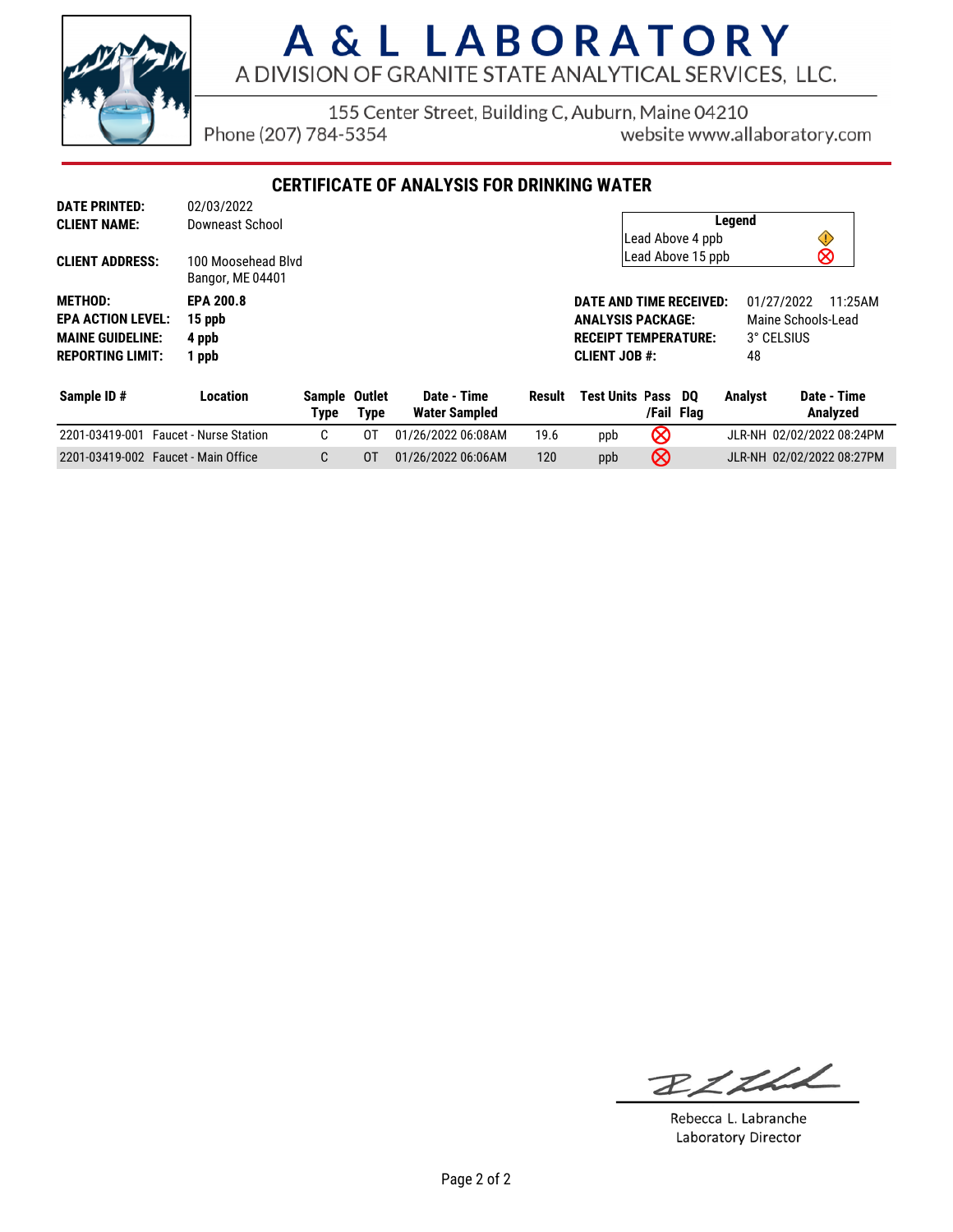# A & L LABORATORY

A DIVISION OF GRANITE STATE ANALYTICAL SERVICES, LLC.

155 Center Street, Building C, Auburn, Maine 04210

Phone (207) 784-5354

website www.allaboratory.com

## CERTIFICATE OF ANALYSIS FOR DRINKING WATER

**DATE PRINTED:** 02/03/2022

**CLIENT NAME:** Downeast School

**CLIENT ADDRESS:** 100 Moosehead Blvd
Bangor, ME 04401

| Legend | |
|---|---|
| Lead Above 4 ppb | ⚠ |
| Lead Above 15 ppb | ⊗ |

**METHOD:** EPA 200.8

**EPA ACTION LEVEL:** 15 ppb

**MAINE GUIDELINE:** 4 ppb

**REPORTING LIMIT:** 1 ppb

**DATE AND TIME RECEIVED:** 01/27/2022 11:25AM

**ANALYSIS PACKAGE:** Maine Schools-Lead

**RECEIPT TEMPERATURE:** 3° CELSIUS

**CLIENT JOB #:** 48

| Sample ID # | Location | Sample Type | Outlet Type | Date - Time Water Sampled | Result | Test Units | Pass /Fail | DQ Flag | Analyst | Date - Time Analyzed |
|---|---|---|---|---|---|---|---|---|---|---|
| 2201-03419-001 | Faucet - Nurse Station | C | OT | 01/26/2022 06:08AM | 19.6 | ppb | ⊗ | | JLR-NH | 02/02/2022 08:24PM |
| 2201-03419-002 | Faucet - Main Office | C | OT | 01/26/2022 06:06AM | 120 | ppb | ⊗ | | JLR-NH | 02/02/2022 08:27PM |

Rebecca L. Labranche
Laboratory Director